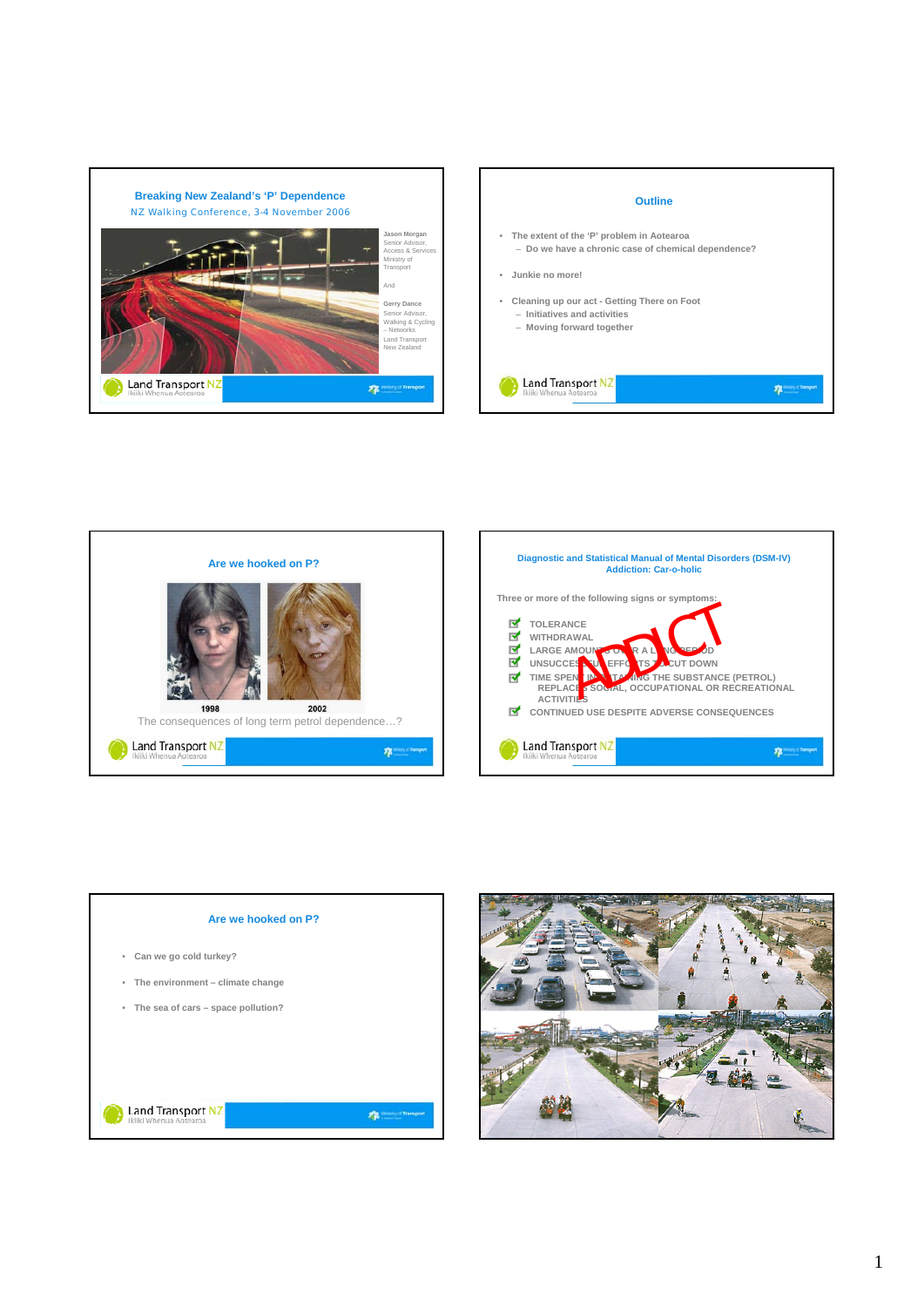## Breaking New Zealand's 'P' Dependence

NZ Walking Conference, 3-4 November 2006

Jason Morgan
Senior Advisor, Access & Services
Ministry of Transport

And

Gerry Dance
Senior Advisor, Walking & Cycling – Networks
Land Transport New Zealand

---

## Outline

- The extent of the 'P' problem in Aotearoa
  - Do we have a chronic case of chemical dependence?
- Junkie no more!
- Cleaning up our act - Getting There on Foot
  - Initiatives and activities
  - Moving forward together

---

## Are we hooked on P?

1998 | 2002

The consequences of long term petrol dependence…?

---

## Diagnostic and Statistical Manual of Mental Disorders (DSM-IV)
### Addiction: Car-o-holic

Three or more of the following signs or symptoms:

- TOLERANCE
- WITHDRAWAL
- LARGE AMOUNTS OVER A LONG PERIOD
- UNSUCCESSFUL EFFORTS TO CUT DOWN
- TIME SPENT MAINTAINING THE SUBSTANCE (PETROL)
  REPLACES SOCIAL, OCCUPATIONAL OR RECREATIONAL ACTIVITIES
- CONTINUED USE DESPITE ADVERSE CONSEQUENCES

ADDICT

---

## Are we hooked on P?

- Can we go cold turkey?
- The environment – climate change
- The sea of cars – space pollution?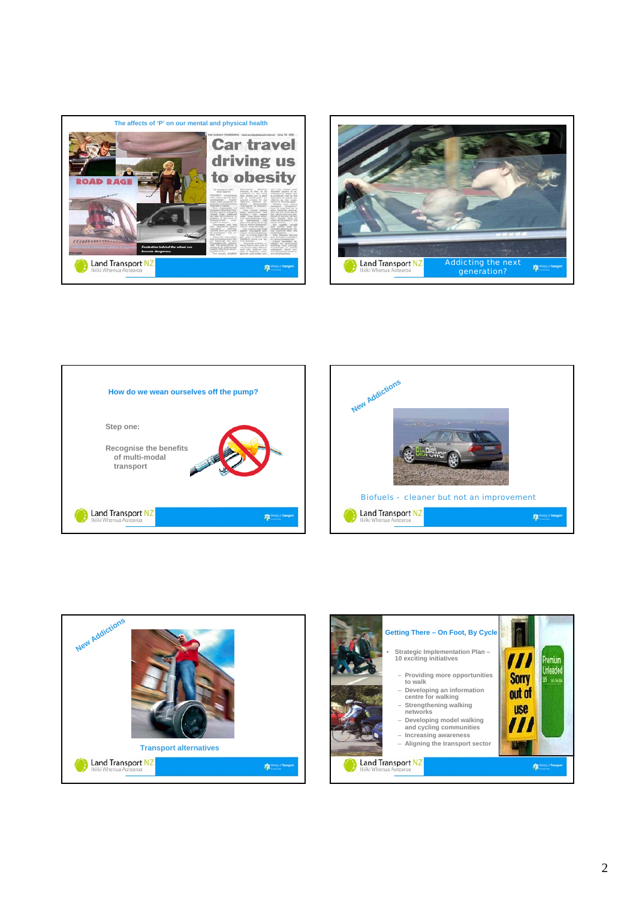## The affects of 'P' on our mental and physical health

Car travel driving us to obesity

Land Transport NZ

Ikiiki Whenua Aotearoa

---

Land Transport NZ

Ikiiki Whenua Aotearoa

Addicting the next generation?

---

## How do we wean ourselves off the pump?

Step one:

Recognise the benefits of multi-modal transport

Land Transport NZ

Ikiiki Whenua Aotearoa

---

## New Addictions

Biofuels - cleaner but not an improvement

Land Transport NZ

Ikiiki Whenua Aotearoa

---

## New Addictions

Transport alternatives

Land Transport NZ

Ikiiki Whenua Aotearoa

---

## Getting There – On Foot, By Cycle

- Strategic Implementation Plan – 10 exciting initiatives
  - Providing more opportunities to walk
  - Developing an information centre for walking
  - Strengthening walking networks
  - Developing model walking and cycling communities
  - Increasing awareness
  - Aligning the transport sector

Land Transport NZ

Ikiiki Whenua Aotearoa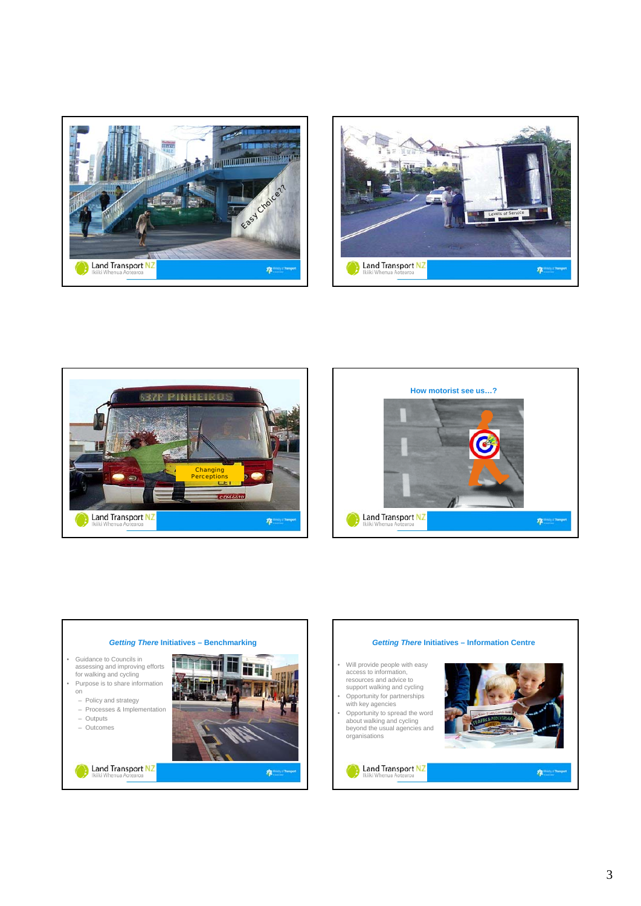How motorist see us…?

## *Getting There* Initiatives – Benchmarking

- Guidance to Councils in assessing and improving efforts for walking and cycling
- Purpose is to share information on
  - Policy and strategy
  - Processes & Implementation
  - Outputs
  - Outcomes

## *Getting There* Initiatives – Information Centre

- Will provide people with easy access to information, resources and advice to support walking and cycling
- Opportunity for partnerships with key agencies
- Opportunity to spread the word about walking and cycling beyond the usual agencies and organisations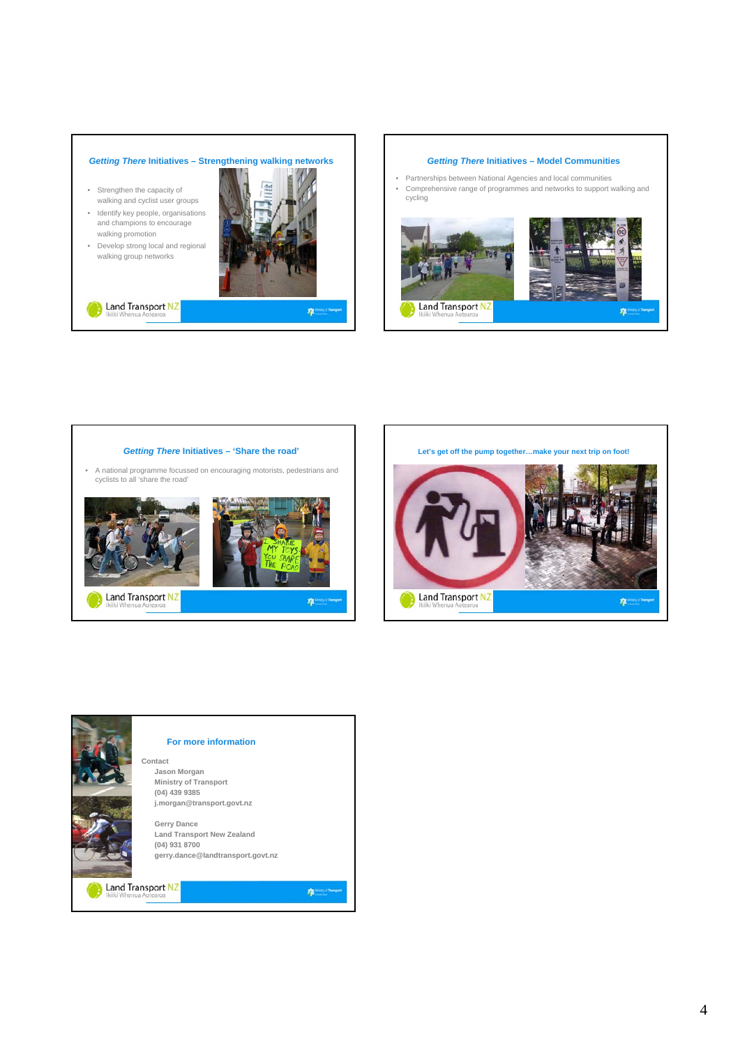## *Getting There* Initiatives – Strengthening walking networks

- Strengthen the capacity of walking and cyclist user groups
- Identify key people, organisations and champions to encourage walking promotion
- Develop strong local and regional walking group networks

Land Transport NZ
Ikiiki Whenua Aotearoa

## *Getting There* Initiatives – Model Communities

- Partnerships between National Agencies and local communities
- Comprehensive range of programmes and networks to support walking and cycling

Land Transport NZ
Ikiiki Whenua Aotearoa

## *Getting There* Initiatives – 'Share the road'

- A national programme focussed on encouraging motorists, pedestrians and cyclists to all 'share the road'

Land Transport NZ
Ikiiki Whenua Aotearoa

## Let's get off the pump together…make your next trip on foot!

Land Transport NZ
Ikiiki Whenua Aotearoa

## For more information

Contact

**Jason Morgan**
**Ministry of Transport**
**(04) 439 9385**
**j.morgan@transport.govt.nz**

**Gerry Dance**
**Land Transport New Zealand**
**(04) 931 8700**
**gerry.dance@landtransport.govt.nz**

Land Transport NZ
Ikiiki Whenua Aotearoa